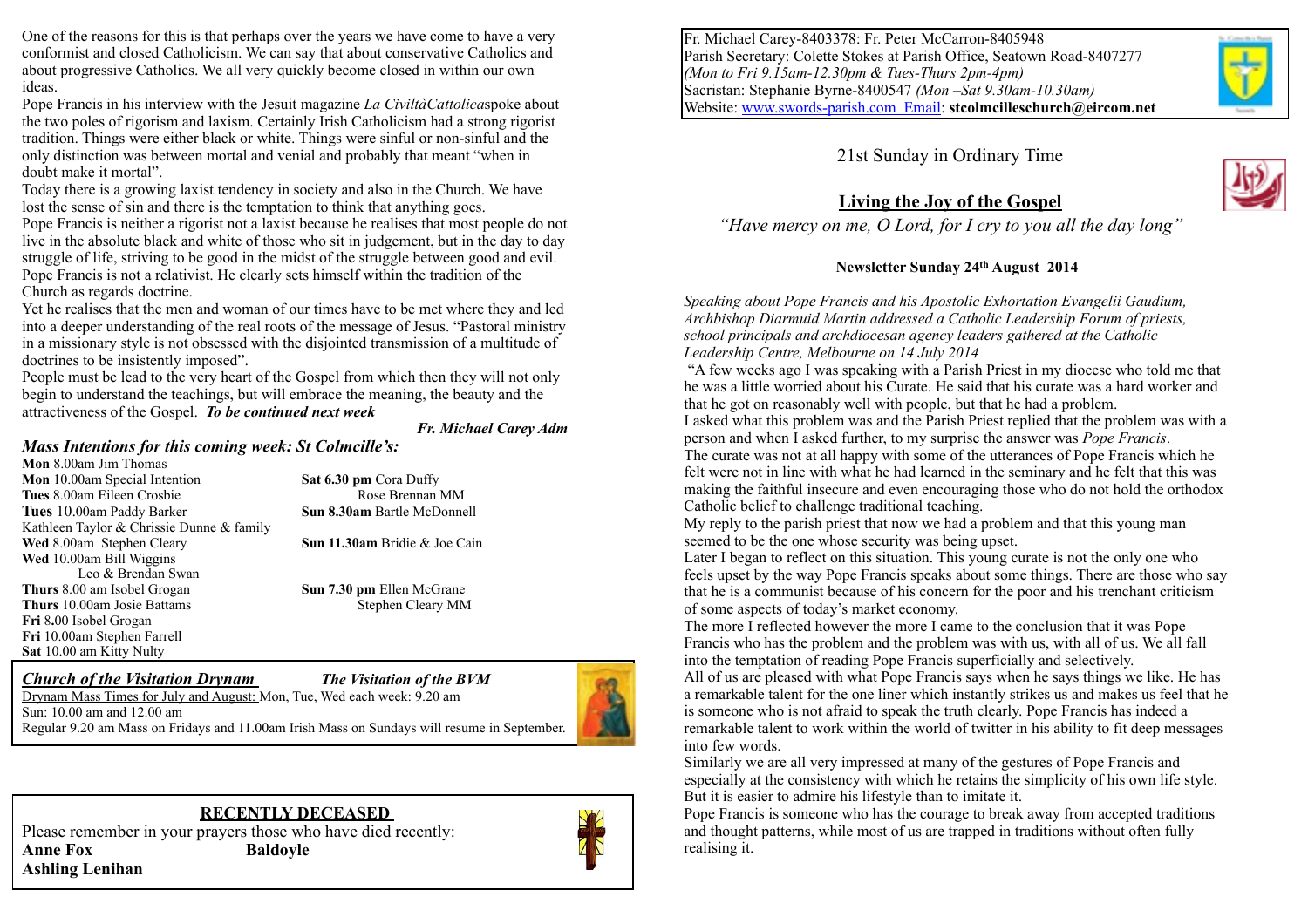One of the reasons for this is that perhaps over the years we have come to have a very conformist and closed Catholicism. We can say that about conservative Catholics and about progressive Catholics. We all very quickly become closed in within our own ideas.

Pope Francis in his interview with the Jesuit magazine *La CiviltàCattolica*spoke about the two poles of rigorism and laxism. Certainly Irish Catholicism had a strong rigorist tradition. Things were either black or white. Things were sinful or non-sinful and the only distinction was between mortal and venial and probably that meant "when in doubt make it mortal".

Today there is a growing laxist tendency in society and also in the Church. We have lost the sense of sin and there is the temptation to think that anything goes.

Pope Francis is neither a rigorist not a laxist because he realises that most people do not live in the absolute black and white of those who sit in judgement, but in the day to day struggle of life, striving to be good in the midst of the struggle between good and evil. Pope Francis is not a relativist. He clearly sets himself within the tradition of the Church as regards doctrine.

Yet he realises that the men and woman of our times have to be met where they and led into a deeper understanding of the real roots of the message of Jesus. "Pastoral ministry in a missionary style is not obsessed with the disjointed transmission of a multitude of doctrines to be insistently imposed".

People must be lead to the very heart of the Gospel from which then they will not only begin to understand the teachings, but will embrace the meaning, the beauty and the attractiveness of the Gospel. ***To be continued next week***

***Fr. Michael Carey Adm***

## *Mass Intentions for this coming week: St Colmcille's:*

**Mon** 8.00am Jim Thomas
**Mon** 10.00am Special Intention
**Tues** 8.00am Eileen Crosbie
**Tues** 10.00am Paddy Barker
Kathleen Taylor & Chrissie Dunne & family
**Wed** 8.00am Stephen Cleary
**Wed** 10.00am Bill Wiggins
Leo & Brendan Swan
**Thurs** 8.00 am Isobel Grogan
**Thurs** 10.00am Josie Battams
**Fri** 8.00 Isobel Grogan
**Fri** 10.00am Stephen Farrell
**Sat** 10.00 am Kitty Nulty

**Sat 6.30 pm** Cora Duffy
Rose Brennan MM
**Sun 8.30am** Bartle McDonnell
**Sun 11.30am** Bridie & Joe Cain
**Sun 7.30 pm** Ellen McGrane
Stephen Cleary MM

## *Church of the Visitation Drynam* — *The Visitation of the BVM*

Drynam Mass Times for July and August: Mon, Tue, Wed each week: 9.20 am
Sun: 10.00 am and 12.00 am
Regular 9.20 am Mass on Fridays and 11.00am Irish Mass on Sundays will resume in September.

## RECENTLY DECEASED

Please remember in your prayers those who have died recently:
**Anne Fox** **Baldoyle**
**Ashling Lenihan**

---

Fr. Michael Carey-8403378: Fr. Peter McCarron-8405948
Parish Secretary: Colette Stokes at Parish Office, Seatown Road-8407277
*(Mon to Fri 9.15am-12.30pm & Tues-Thurs 2pm-4pm)*
Sacristan: Stephanie Byrne-8400547 *(Mon –Sat 9.30am-10.30am)*
Website: www.swords-parish.com Email: **stcolmcilleschurch@eircom.net**

21st Sunday in Ordinary Time

# Living the Joy of the Gospel

*"Have mercy on me, O Lord, for I cry to you all the day long"*

**Newsletter Sunday 24th August 2014**

*Speaking about Pope Francis and his Apostolic Exhortation Evangelii Gaudium, Archbishop Diarmuid Martin addressed a Catholic Leadership Forum of priests, school principals and archdiocesan agency leaders gathered at the Catholic Leadership Centre, Melbourne on 14 July 2014*

"A few weeks ago I was speaking with a Parish Priest in my diocese who told me that he was a little worried about his Curate. He said that his curate was a hard worker and that he got on reasonably well with people, but that he had a problem.

I asked what this problem was and the Parish Priest replied that the problem was with a person and when I asked further, to my surprise the answer was *Pope Francis*.

The curate was not at all happy with some of the utterances of Pope Francis which he felt were not in line with what he had learned in the seminary and he felt that this was making the faithful insecure and even encouraging those who do not hold the orthodox Catholic belief to challenge traditional teaching.

My reply to the parish priest that now we had a problem and that this young man seemed to be the one whose security was being upset.

Later I began to reflect on this situation. This young curate is not the only one who feels upset by the way Pope Francis speaks about some things. There are those who say that he is a communist because of his concern for the poor and his trenchant criticism of some aspects of today's market economy.

The more I reflected however the more I came to the conclusion that it was Pope Francis who has the problem and the problem was with us, with all of us. We all fall into the temptation of reading Pope Francis superficially and selectively.

All of us are pleased with what Pope Francis says when he says things we like. He has a remarkable talent for the one liner which instantly strikes us and makes us feel that he is someone who is not afraid to speak the truth clearly. Pope Francis has indeed a remarkable talent to work within the world of twitter in his ability to fit deep messages into few words.

Similarly we are all very impressed at many of the gestures of Pope Francis and especially at the consistency with which he retains the simplicity of his own life style. But it is easier to admire his lifestyle than to imitate it.

Pope Francis is someone who has the courage to break away from accepted traditions and thought patterns, while most of us are trapped in traditions without often fully realising it.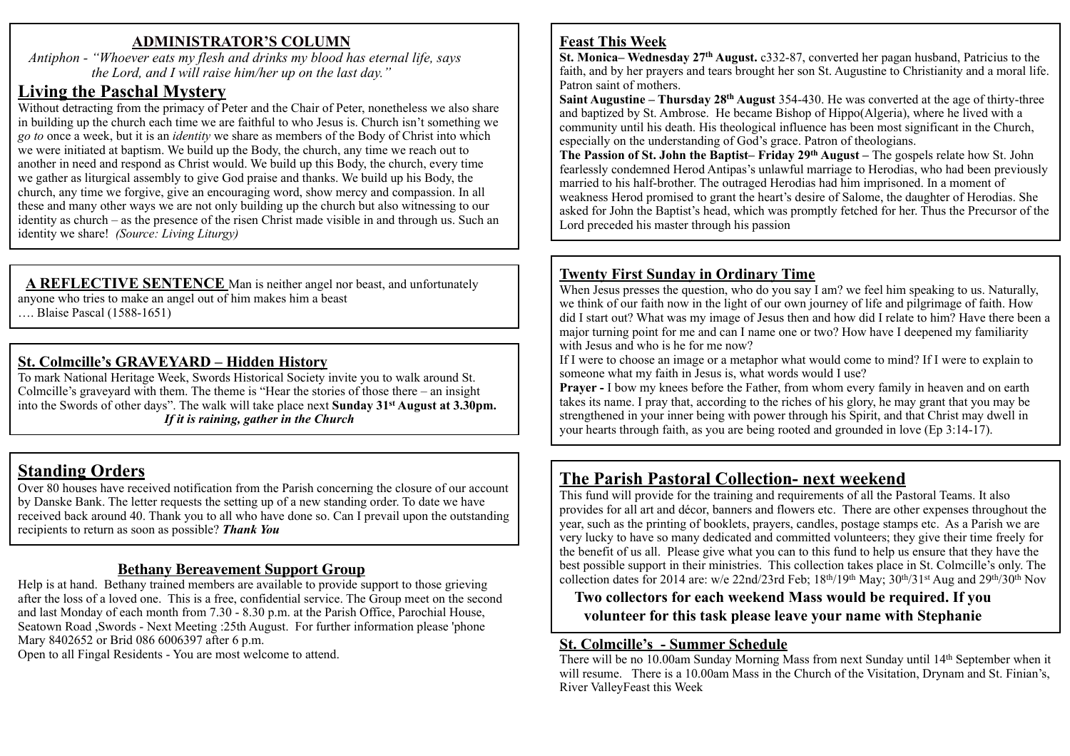## ADMINISTRATOR'S COLUMN

*Antiphon - "Whoever eats my flesh and drinks my blood has eternal life, says the Lord, and I will raise him/her up on the last day."*

## Living the Paschal Mystery

Without detracting from the primacy of Peter and the Chair of Peter, nonetheless we also share in building up the church each time we are faithful to who Jesus is. Church isn't something we *go to* once a week, but it is an *identity* we share as members of the Body of Christ into which we were initiated at baptism. We build up the Body, the church, any time we reach out to another in need and respond as Christ would. We build up this Body, the church, every time we gather as liturgical assembly to give God praise and thanks. We build up his Body, the church, any time we forgive, give an encouraging word, show mercy and compassion. In all these and many other ways we are not only building up the church but also witnessing to our identity as church – as the presence of the risen Christ made visible in and through us. Such an identity we share! *(Source: Living Liturgy)*

**A REFLECTIVE SENTENCE** Man is neither angel nor beast, and unfortunately anyone who tries to make an angel out of him makes him a beast
…. Blaise Pascal (1588-1651)

## St. Colmcille's GRAVEYARD – Hidden History

To mark National Heritage Week, Swords Historical Society invite you to walk around St. Colmcille's graveyard with them. The theme is "Hear the stories of those there – an insight into the Swords of other days". The walk will take place next **Sunday 31st August at 3.30pm.**

***If it is raining, gather in the Church***

## Standing Orders

Over 80 houses have received notification from the Parish concerning the closure of our account by Danske Bank. The letter requests the setting up of a new standing order. To date we have received back around 40. Thank you to all who have done so. Can I prevail upon the outstanding recipients to return as soon as possible? ***Thank You***

## Bethany Bereavement Support Group

Help is at hand. Bethany trained members are available to provide support to those grieving after the loss of a loved one. This is a free, confidential service. The Group meet on the second and last Monday of each month from 7.30 - 8.30 p.m. at the Parish Office, Parochial House, Seatown Road ,Swords - Next Meeting :25th August. For further information please 'phone Mary 8402652 or Brid 086 6006397 after 6 p.m.

Open to all Fingal Residents - You are most welcome to attend.

## Feast This Week

**St. Monica– Wednesday 27th August.** c332-87, converted her pagan husband, Patricius to the faith, and by her prayers and tears brought her son St. Augustine to Christianity and a moral life. Patron saint of mothers.

**Saint Augustine – Thursday 28th August** 354-430. He was converted at the age of thirty-three and baptized by St. Ambrose. He became Bishop of Hippo(Algeria), where he lived with a community until his death. His theological influence has been most significant in the Church, especially on the understanding of God's grace. Patron of theologians.

**The Passion of St. John the Baptist– Friday 29th August –** The gospels relate how St. John fearlessly condemned Herod Antipas's unlawful marriage to Herodias, who had been previously married to his half-brother. The outraged Herodias had him imprisoned. In a moment of weakness Herod promised to grant the heart's desire of Salome, the daughter of Herodias. She asked for John the Baptist's head, which was promptly fetched for her. Thus the Precursor of the Lord preceded his master through his passion

## Twenty First Sunday in Ordinary Time

When Jesus presses the question, who do you say I am? we feel him speaking to us. Naturally, we think of our faith now in the light of our own journey of life and pilgrimage of faith. How did I start out? What was my image of Jesus then and how did I relate to him? Have there been a major turning point for me and can I name one or two? How have I deepened my familiarity with Jesus and who is he for me now?

If I were to choose an image or a metaphor what would come to mind? If I were to explain to someone what my faith in Jesus is, what words would I use?

**Prayer -** I bow my knees before the Father, from whom every family in heaven and on earth takes its name. I pray that, according to the riches of his glory, he may grant that you may be strengthened in your inner being with power through his Spirit, and that Christ may dwell in your hearts through faith, as you are being rooted and grounded in love (Ep 3:14-17).

## The Parish Pastoral Collection- next weekend

This fund will provide for the training and requirements of all the Pastoral Teams. It also provides for all art and décor, banners and flowers etc. There are other expenses throughout the year, such as the printing of booklets, prayers, candles, postage stamps etc. As a Parish we are very lucky to have so many dedicated and committed volunteers; they give their time freely for the benefit of us all. Please give what you can to this fund to help us ensure that they have the best possible support in their ministries. This collection takes place in St. Colmcille's only. The collection dates for 2014 are: w/e 22nd/23rd Feb; 18th/19th May; 30th/31st Aug and 29th/30th Nov

**Two collectors for each weekend Mass would be required. If you volunteer for this task please leave your name with Stephanie**

## St. Colmcille's - Summer Schedule

There will be no 10.00am Sunday Morning Mass from next Sunday until 14th September when it will resume. There is a 10.00am Mass in the Church of the Visitation, Drynam and St. Finian's, River ValleyFeast this Week